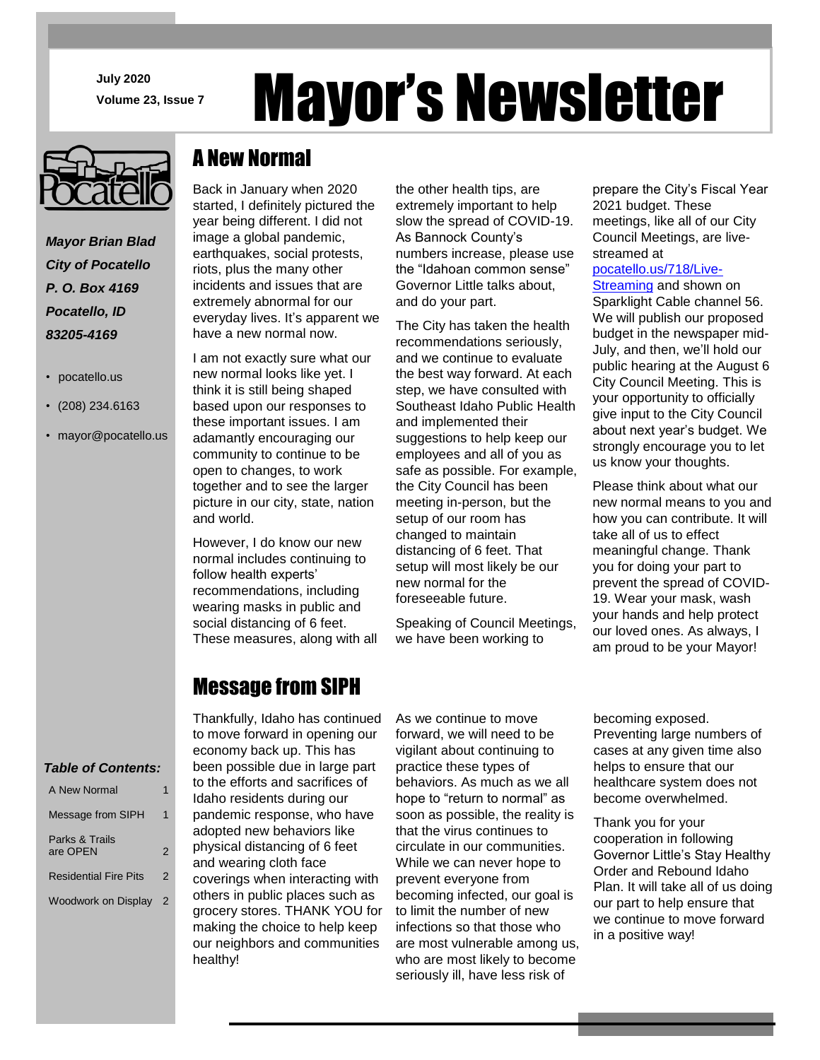July 2020

Volume 23, Issue 7

# Mayor's Newsletter

***Mayor Brian Blad***
***City of Pocatello***
***P. O. Box 4169***
***Pocatello, ID***
***83205-4169***

- pocatello.us
- (208) 234.6163
- mayor@pocatello.us

***Table of Contents:***

| | |
|---|---|
| A New Normal | 1 |
| Message from SIPH | 1 |
| Parks & Trails are OPEN | 2 |
| Residential Fire Pits | 2 |
| Woodwork on Display | 2 |

## A New Normal

Back in January when 2020 started, I definitely pictured the year being different. I did not imagine a global pandemic, earthquakes, social protests, riots, plus the many other incidents and issues that are extremely abnormal for our everyday lives. It's apparent we have a new normal now.

I am not exactly sure what our new normal looks like yet. I think it is still being shaped based upon our responses to these important issues. I am adamantly encouraging our community to continue to be open to changes, to work together and to see the larger picture in our city, state, nation and world.

However, I do know our new normal includes continuing to follow health experts' recommendations, including wearing masks in public and social distancing of 6 feet. These measures, along with all the other health tips, are extremely important to help slow the spread of COVID-19. As Bannock County's numbers increase, please use the "Idahoan common sense" Governor Little talks about, and do your part.

The City has taken the health recommendations seriously, and we continue to evaluate the best way forward. At each step, we have consulted with Southeast Idaho Public Health and implemented their suggestions to help keep our employees and all of you as safe as possible. For example, the City Council has been meeting in-person, but the setup of our room has changed to maintain distancing of 6 feet. That setup will most likely be our new normal for the foreseeable future.

Speaking of Council Meetings, we have been working to prepare the City's Fiscal Year 2021 budget. These meetings, like all of our City Council Meetings, are live-streamed at [pocatello.us/718/Live-Streaming](pocatello.us/718/Live-Streaming) and shown on Sparklight Cable channel 56. We will publish our proposed budget in the newspaper mid-July, and then, we'll hold our public hearing at the August 6 City Council Meeting. This is your opportunity to officially give input to the City Council about next year's budget. We strongly encourage you to let us know your thoughts.

Please think about what our new normal means to you and how you can contribute. It will take all of us to effect meaningful change. Thank you for doing your part to prevent the spread of COVID-19. Wear your mask, wash your hands and help protect our loved ones. As always, I am proud to be your Mayor!

## Message from SIPH

Thankfully, Idaho has continued to move forward in opening our economy back up. This has been possible due in large part to the efforts and sacrifices of Idaho residents during our pandemic response, who have adopted new behaviors like physical distancing of 6 feet and wearing cloth face coverings when interacting with others in public places such as grocery stores. THANK YOU for making the choice to help keep our neighbors and communities healthy!

As we continue to move forward, we will need to be vigilant about continuing to practice these types of behaviors. As much as we all hope to "return to normal" as soon as possible, the reality is that the virus continues to circulate in our communities. While we can never hope to prevent everyone from becoming infected, our goal is to limit the number of new infections so that those who are most vulnerable among us, who are most likely to become seriously ill, have less risk of becoming exposed. Preventing large numbers of cases at any given time also helps to ensure that our healthcare system does not become overwhelmed.

Thank you for your cooperation in following Governor Little's Stay Healthy Order and Rebound Idaho Plan. It will take all of us doing our part to help ensure that we continue to move forward in a positive way!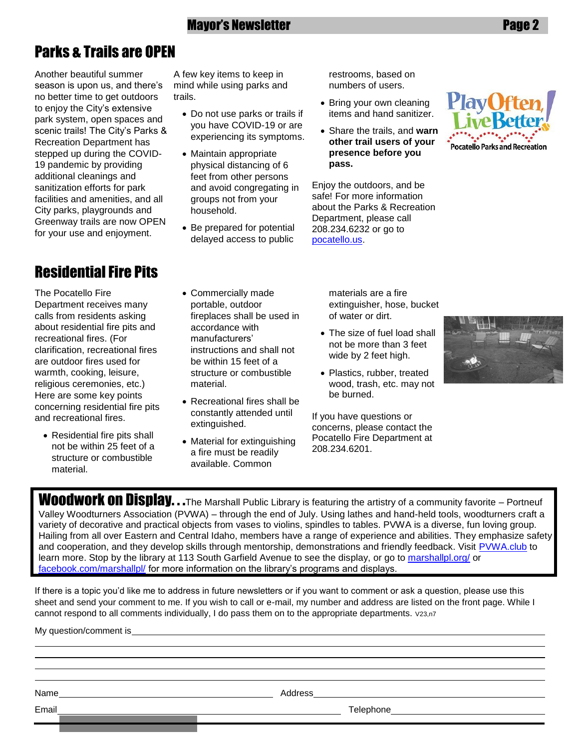## Parks & Trails are OPEN

Another beautiful summer season is upon us, and there's no better time to get outdoors to enjoy the City's extensive park system, open spaces and scenic trails! The City's Parks & Recreation Department has stepped up during the COVID-19 pandemic by providing additional cleanings and sanitization efforts for park facilities and amenities, and all City parks, playgrounds and Greenway trails are now OPEN for your use and enjoyment.

A few key items to keep in mind while using parks and trails.

- Do not use parks or trails if you have COVID-19 or are experiencing its symptoms.
- Maintain appropriate physical distancing of 6 feet from other persons and avoid congregating in groups not from your household.
- Be prepared for potential delayed access to public restrooms, based on numbers of users.
- Bring your own cleaning items and hand sanitizer.
- Share the trails, and **warn other trail users of your presence before you pass.**

Enjoy the outdoors, and be safe! For more information about the Parks & Recreation Department, please call 208.234.6232 or go to pocatello.us.

Play Often, Live Better! Pocatello Parks and Recreation

## Residential Fire Pits

The Pocatello Fire Department receives many calls from residents asking about residential fire pits and recreational fires. (For clarification, recreational fires are outdoor fires used for warmth, cooking, leisure, religious ceremonies, etc.) Here are some key points concerning residential fire pits and recreational fires.

- Residential fire pits shall not be within 25 feet of a structure or combustible material.
- Commercially made portable, outdoor fireplaces shall be used in accordance with manufacturers' instructions and shall not be within 15 feet of a structure or combustible material.
- Recreational fires shall be constantly attended until extinguished.
- Material for extinguishing a fire must be readily available. Common materials are a fire extinguisher, hose, bucket of water or dirt.
- The size of fuel load shall not be more than 3 feet wide by 2 feet high.
- Plastics, rubber, treated wood, trash, etc. may not be burned.

If you have questions or concerns, please contact the Pocatello Fire Department at 208.234.6201.

**Woodwork on Display. . .** The Marshall Public Library is featuring the artistry of a community favorite – Portneuf Valley Woodturners Association (PVWA) – through the end of July. Using lathes and hand-held tools, woodturners craft a variety of decorative and practical objects from vases to violins, spindles to tables. PVWA is a diverse, fun loving group. Hailing from all over Eastern and Central Idaho, members have a range of experience and abilities. They emphasize safety and cooperation, and they develop skills through mentorship, demonstrations and friendly feedback. Visit PVWA.club to learn more. Stop by the library at 113 South Garfield Avenue to see the display, or go to marshallpl.org/ or facebook.com/marshallpl/ for more information on the library's programs and displays.

If there is a topic you'd like me to address in future newsletters or if you want to comment or ask a question, please use this sheet and send your comment to me. If you wish to call or e-mail, my number and address are listed on the front page. While I cannot respond to all comments individually, I do pass them on to the appropriate departments. V23,n7

My question/comment is ______________________________

______________________________

______________________________

______________________________

Name ____________________ Address ____________________

Email ____________________ Telephone ____________________